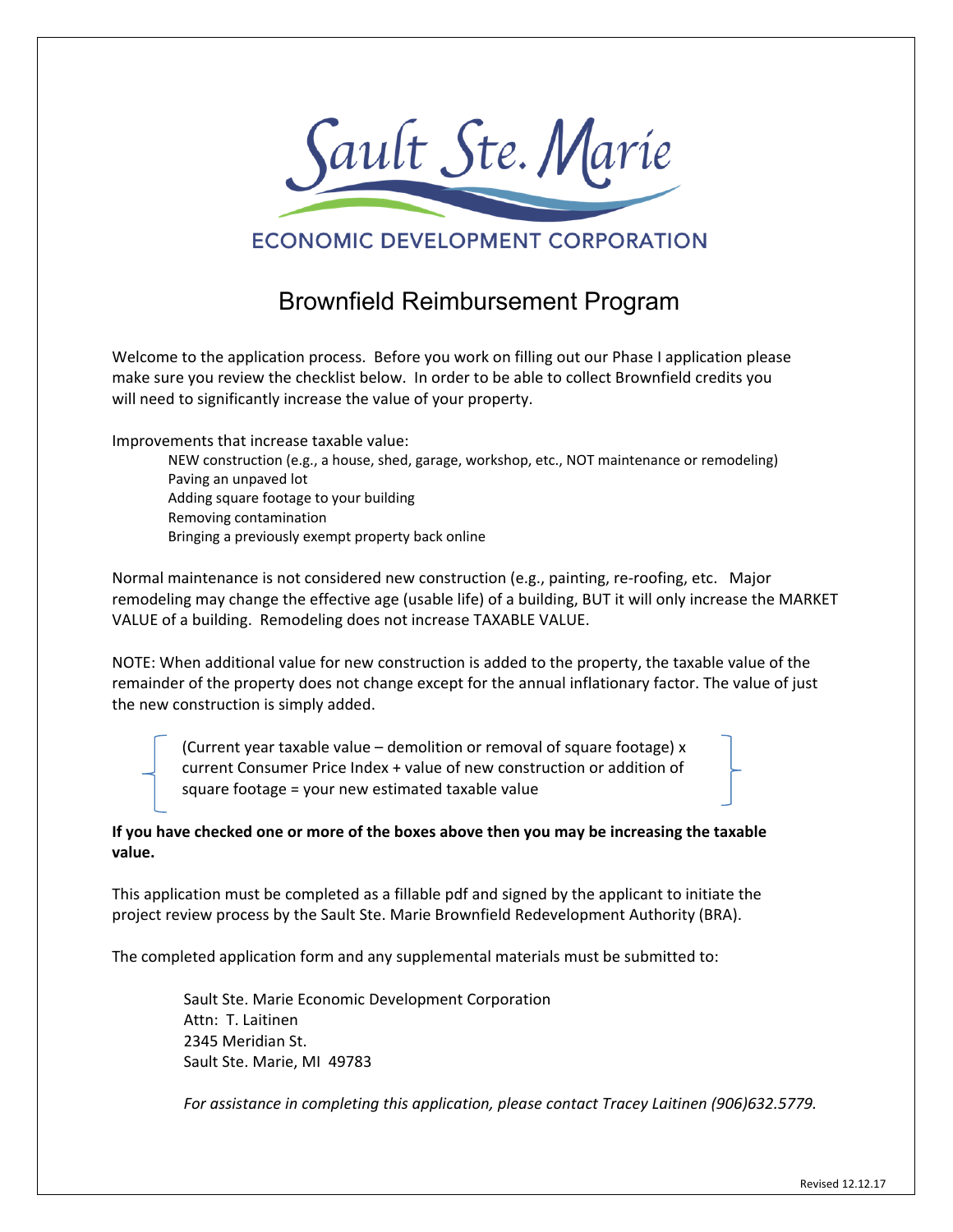# Sault Ste. Marie

## ECONOMIC DEVELOPMENT CORPORATION

## Brownfield Reimbursement Program

Welcome to the application process. Before you work on filling out our Phase I application please make sure you review the checklist below. In order to be able to collect Brownfield credits you will need to significantly increase the value of your property.

Improvements that increase taxable value:

- NEW construction (e.g., a house, shed, garage, workshop, etc., NOT maintenance or remodeling)
- Paving an unpaved lot
- Adding square footage to your building
- Removing contamination
- Bringing a previously exempt property back online

Normal maintenance is not considered new construction (e.g., painting, re-roofing, etc. Major remodeling may change the effective age (usable life) of a building, BUT it will only increase the MARKET VALUE of a building. Remodeling does not increase TAXABLE VALUE.

NOTE: When additional value for new construction is added to the property, the taxable value of the remainder of the property does not change except for the annual inflationary factor. The value of just the new construction is simply added.

> (Current year taxable value – demolition or removal of square footage) x current Consumer Price Index + value of new construction or addition of square footage = your new estimated taxable value

**If you have checked one or more of the boxes above then you may be increasing the taxable value.**

This application must be completed as a fillable pdf and signed by the applicant to initiate the project review process by the Sault Ste. Marie Brownfield Redevelopment Authority (BRA).

The completed application form and any supplemental materials must be submitted to:

Sault Ste. Marie Economic Development Corporation  
Attn: T. Laitinen  
2345 Meridian St.  
Sault Ste. Marie, MI 49783

*For assistance in completing this application, please contact Tracey Laitinen (906)632.5779.*

Revised 12.12.17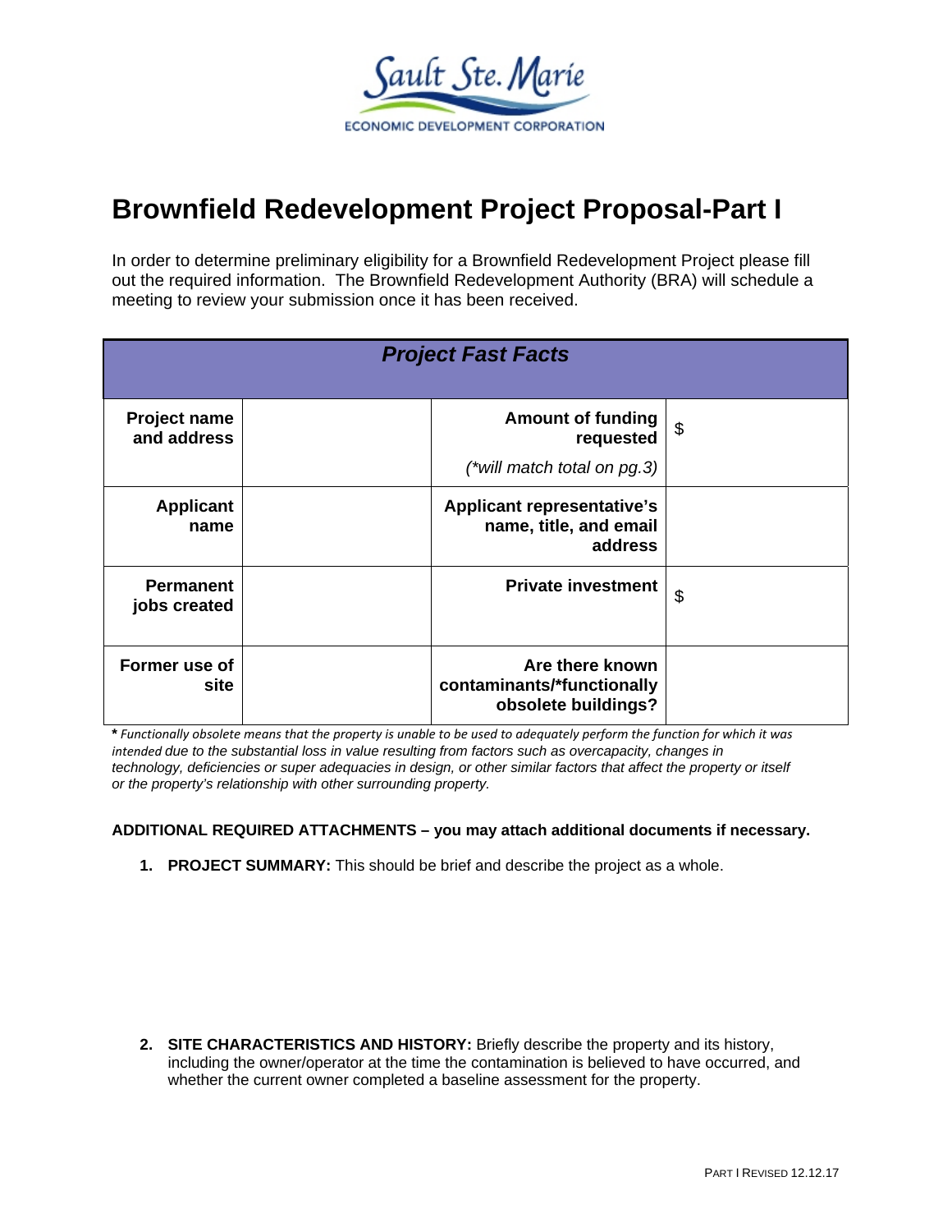Sault Ste. Marie
ECONOMIC DEVELOPMENT CORPORATION

# Brownfield Redevelopment Project Proposal-Part I

In order to determine preliminary eligibility for a Brownfield Redevelopment Project please fill out the required information. The Brownfield Redevelopment Authority (BRA) will schedule a meeting to review your submission once it has been received.

| ***Project Fast Facts*** | | | |
|---|---|---|---|
| **Project name and address** | | **Amount of funding requested** *(\*will match total on pg.3)* | $ |
| **Applicant name** | | **Applicant representative's name, title, and email address** | |
| **Permanent jobs created** | | **Private investment** | $ |
| **Former use of site** | | **Are there known contaminants/\*functionally obsolete buildings?** | |

**\*** *Functionally obsolete means that the property is unable to be used to adequately perform the function for which it was intended due to the substantial loss in value resulting from factors such as overcapacity, changes in technology, deficiencies or super adequacies in design, or other similar factors that affect the property or itself or the property's relationship with other surrounding property.*

**ADDITIONAL REQUIRED ATTACHMENTS – you may attach additional documents if necessary.**

1. **PROJECT SUMMARY:** This should be brief and describe the project as a whole.

2. **SITE CHARACTERISTICS AND HISTORY:** Briefly describe the property and its history, including the owner/operator at the time the contamination is believed to have occurred, and whether the current owner completed a baseline assessment for the property.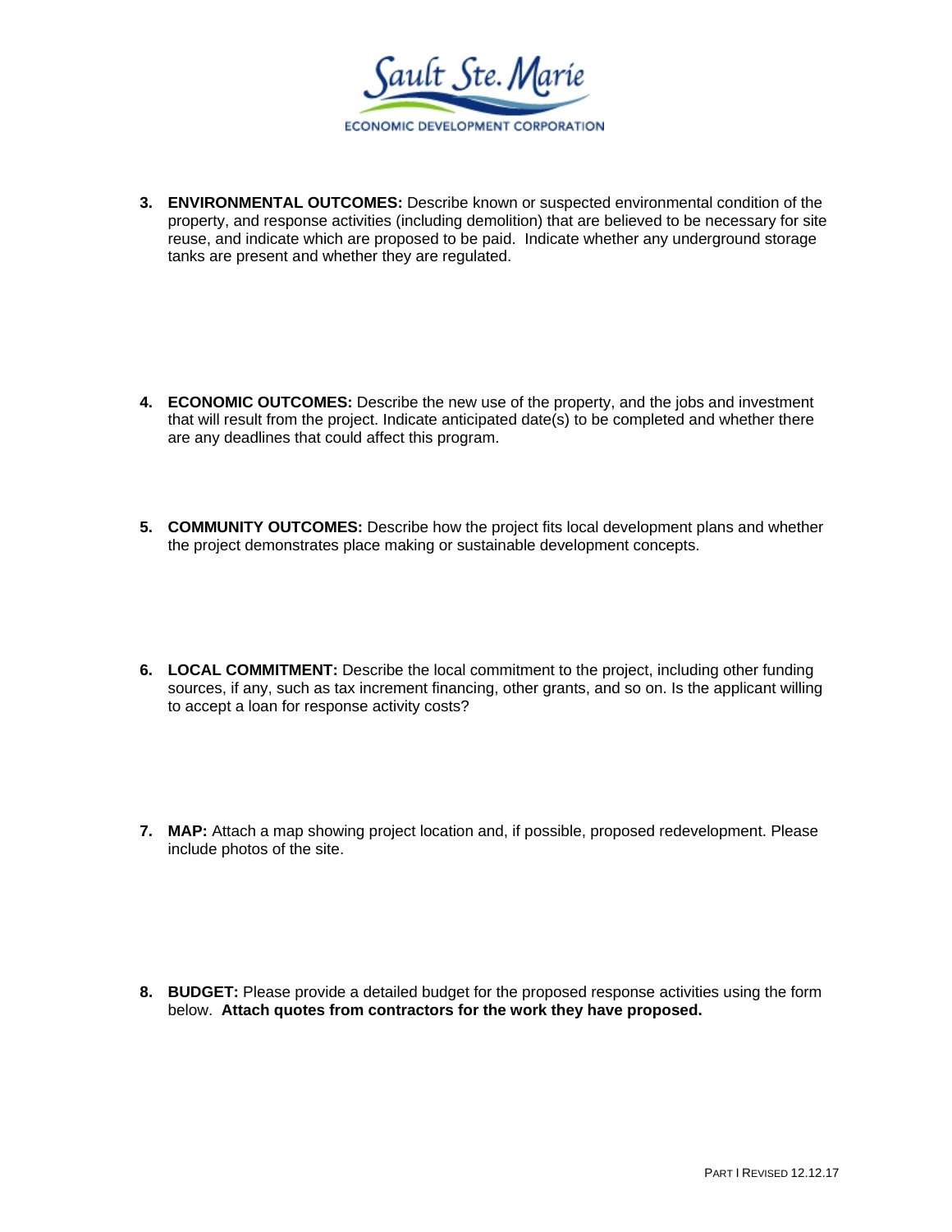3. **ENVIRONMENTAL OUTCOMES:** Describe known or suspected environmental condition of the property, and response activities (including demolition) that are believed to be necessary for site reuse, and indicate which are proposed to be paid. Indicate whether any underground storage tanks are present and whether they are regulated.

4. **ECONOMIC OUTCOMES:** Describe the new use of the property, and the jobs and investment that will result from the project. Indicate anticipated date(s) to be completed and whether there are any deadlines that could affect this program.

5. **COMMUNITY OUTCOMES:** Describe how the project fits local development plans and whether the project demonstrates place making or sustainable development concepts.

6. **LOCAL COMMITMENT:** Describe the local commitment to the project, including other funding sources, if any, such as tax increment financing, other grants, and so on. Is the applicant willing to accept a loan for response activity costs?

7. **MAP:** Attach a map showing project location and, if possible, proposed redevelopment. Please include photos of the site.

8. **BUDGET:** Please provide a detailed budget for the proposed response activities using the form below. **Attach quotes from contractors for the work they have proposed.**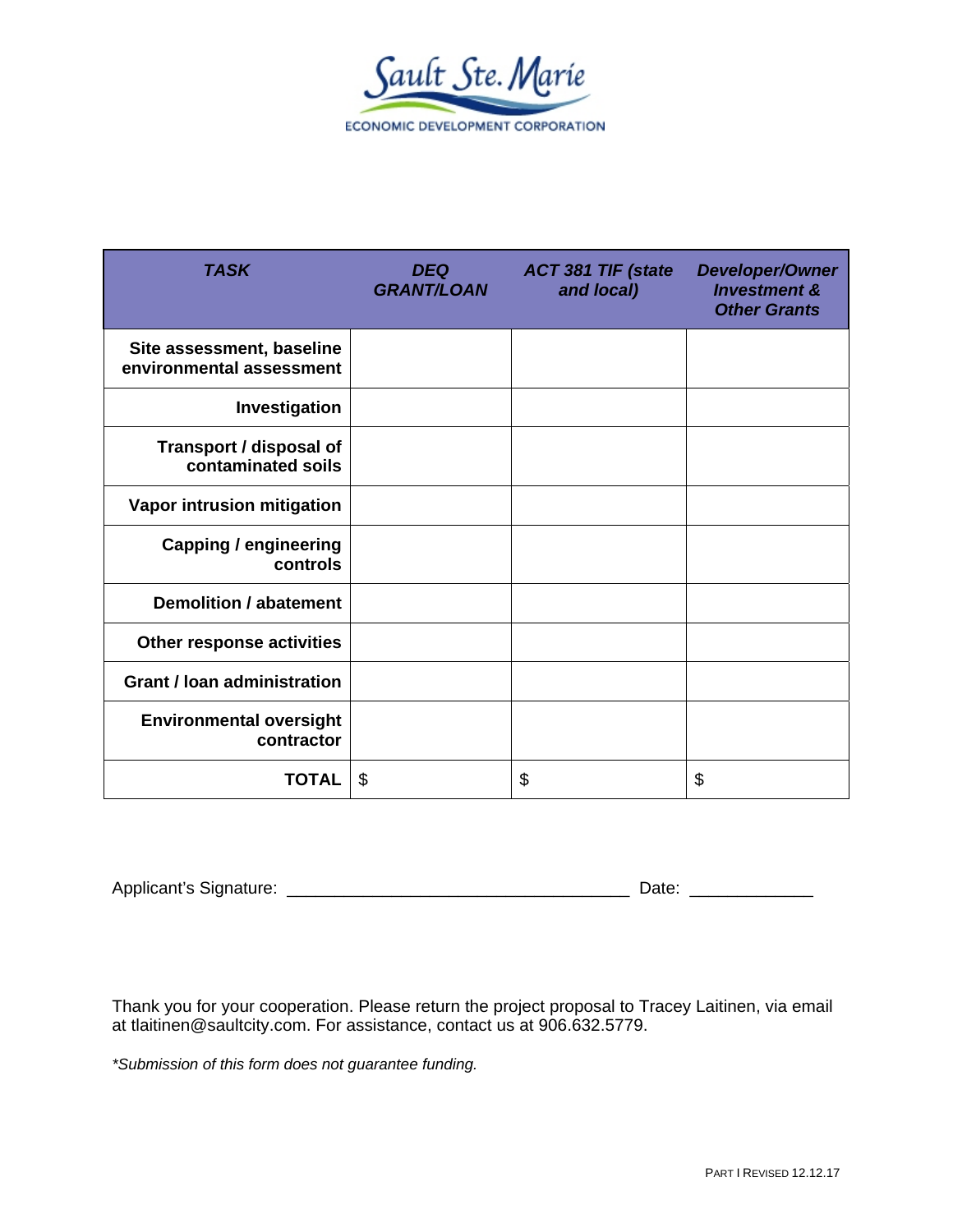Sault Ste. Marie

ECONOMIC DEVELOPMENT CORPORATION

| ***TASK*** | ***DEQ GRANT/LOAN*** | ***ACT 381 TIF (state and local)*** | ***Developer/Owner Investment & Other Grants*** |
|---|---|---|---|
| **Site assessment, baseline environmental assessment** | | | |
| **Investigation** | | | |
| **Transport / disposal of contaminated soils** | | | |
| **Vapor intrusion mitigation** | | | |
| **Capping / engineering controls** | | | |
| **Demolition / abatement** | | | |
| **Other response activities** | | | |
| **Grant / loan administration** | | | |
| **Environmental oversight contractor** | | | |
| **TOTAL** | $ | $ | $ |

Applicant's Signature: ___________________________________ Date: ____________

Thank you for your cooperation. Please return the project proposal to Tracey Laitinen, via email at tlaitinen@saultcity.com. For assistance, contact us at 906.632.5779.

*\*Submission of this form does not guarantee funding.*

PART I REVISED 12.12.17